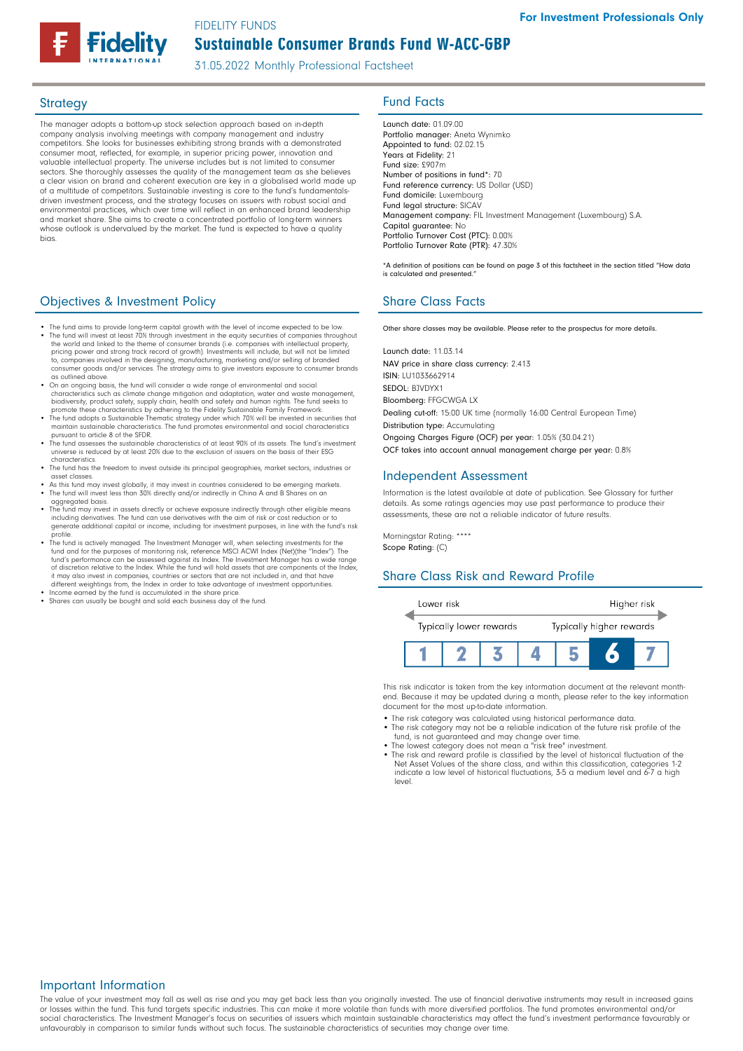For Investment Professionals Only

FIDELITY FUNDS

# Sustainable Consumer Brands Fund W-ACC-GBP

31.05.2022 Monthly Professional Factsheet

## Strategy

The manager adopts a bottom-up stock selection approach based on in-depth company analysis involving meetings with company management and industry competitors. She looks for businesses exhibiting strong brands with a demonstrated consumer moat, reflected, for example, in superior pricing power, innovation and valuable intellectual property. The universe includes but is not limited to consumer sectors. She thoroughly assesses the quality of the management team as she believes a clear vision on brand and coherent execution are key in a globalised world made up of a multitude of competitors. Sustainable investing is core to the fund's fundamentals-driven investment process, and the strategy focuses on issuers with robust social and environmental practices, which over time will reflect in an enhanced brand leadership and market share. She aims to create a concentrated portfolio of long-term winners whose outlook is undervalued by the market. The fund is expected to have a quality bias.

## Objectives & Investment Policy

- The fund aims to provide long-term capital growth with the level of income expected to be low.
- The fund will invest at least 70% through investment in the equity securities of companies throughout the world and linked to the theme of consumer brands (i.e. companies with intellectual property, pricing power and strong track record of growth). Investments will include, but will not be limited to, companies involved in the designing, manufacturing, marketing and/or selling of branded consumer goods and/or services. The strategy aims to give investors exposure to consumer brands as outlined above.
- On an ongoing basis, the fund will consider a wide range of environmental and social characteristics such as climate change mitigation and adaptation, water and waste management, biodiversity, product safety, supply chain, health and safety and human rights. The fund seeks to promote these characteristics by adhering to the Fidelity Sustainable Family Framework.
- The fund adopts a Sustainable Thematic strategy under which 70% will be invested in securities that maintain sustainable characteristics. The fund promotes environmental and social characteristics pursuant to article 8 of the SFDR.
- The fund assesses the sustainable characteristics of at least 90% of its assets. The fund's investment universe is reduced by at least 20% due to the exclusion of issuers on the basis of their ESG characteristics.
- The fund has the freedom to invest outside its principal geographies, market sectors, industries or asset classes.
- As this fund may invest globally, it may invest in countries considered to be emerging markets.
- The fund will invest less than 30% directly and/or indirectly in China A and B Shares on an aggregated basis.
- The fund may invest in assets directly or achieve exposure indirectly through other eligible means including derivatives. The fund can use derivatives with the aim of risk or cost reduction or to generate additional capital or income, including for investment purposes, in line with the fund's risk profile.
- The fund is actively managed. The Investment Manager will, when selecting investments for the fund and for the purposes of monitoring risk, reference MSCI ACWI Index (Net)(the "Index"). The fund's performance can be assessed against its Index. The Investment Manager has a wide range of discretion relative to the Index. While the fund will hold assets that are components of the Index, it may also invest in companies, countries or sectors that are not included in, and that have different weightings from, the Index in order to take advantage of investment opportunities.
- Income earned by the fund is accumulated in the share price.
- Shares can usually be bought and sold each business day of the fund.

## Fund Facts

Launch date: 01.09.00
Portfolio manager: Aneta Wynimko
Appointed to fund: 02.02.15
Years at Fidelity: 21
Fund size: £907m
Number of positions in fund*: 70
Fund reference currency: US Dollar (USD)
Fund domicile: Luxembourg
Fund legal structure: SICAV
Management company: FIL Investment Management (Luxembourg) S.A.
Capital guarantee: No
Portfolio Turnover Cost (PTC): 0.00%
Portfolio Turnover Rate (PTR): 47.30%

*A definition of positions can be found on page 3 of this factsheet in the section titled "How data is calculated and presented."

## Share Class Facts

Other share classes may be available. Please refer to the prospectus for more details.

Launch date: 11.03.14
NAV price in share class currency: 2.413
ISIN: LU1033662914
SEDOL: BJVDYX1
Bloomberg: FFGCWGA LX
Dealing cut-off: 15:00 UK time (normally 16:00 Central European Time)
Distribution type: Accumulating
Ongoing Charges Figure (OCF) per year: 1.05% (30.04.21)
OCF takes into account annual management charge per year: 0.8%

## Independent Assessment

Information is the latest available at date of publication. See Glossary for further details. As some ratings agencies may use past performance to produce their assessments, these are not a reliable indicator of future results.

Morningstar Rating: ****
Scope Rating: (C)

## Share Class Risk and Reward Profile

Lower risk — Higher risk
Typically lower rewards — Typically higher rewards

| 1 | 2 | 3 | 4 | 5 | **6** | 7 |
|---|---|---|---|---|---|---|

This risk indicator is taken from the key information document at the relevant month-end. Because it may be updated during a month, please refer to the key information document for the most up-to-date information.

- The risk category was calculated using historical performance data.
- The risk category may not be a reliable indication of the future risk profile of the fund, is not guaranteed and may change over time.
- The lowest category does not mean a "risk free" investment.
- The risk and reward profile is classified by the level of historical fluctuation of the Net Asset Values of the share class, and within this classification, categories 1-2 indicate a low level of historical fluctuations, 3-5 a medium level and 6-7 a high level.

## Important Information

The value of your investment may fall as well as rise and you may get back less than you originally invested. The use of financial derivative instruments may result in increased gains or losses within the fund. This fund targets specific industries. This can make it more volatile than funds with more diversified portfolios. The fund promotes environmental and/or social characteristics. The Investment Manager's focus on securities of issuers which maintain sustainable characteristics may affect the fund's investment performance favourably or unfavourably in comparison to similar funds without such focus. The sustainable characteristics of securities may change over time.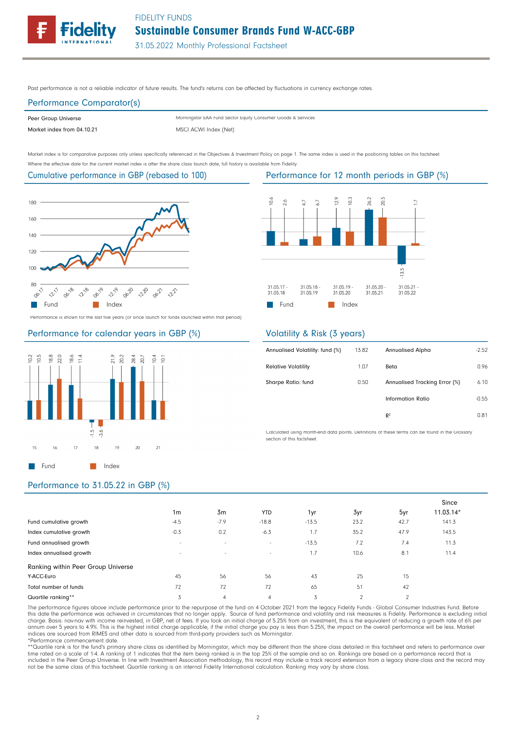FIDELITY FUNDS

# Sustainable Consumer Brands Fund W-ACC-GBP

31.05.2022 Monthly Professional Factsheet

Past performance is not a reliable indicator of future results. The fund's returns can be affected by fluctuations in currency exchange rates.

## Performance Comparator(s)

| | |
|---|---|
| Peer Group Universe | Morningstar EAA Fund Sector Equity Consumer Goods & Services |
| Market index from 04.10.21 | MSCI ACWI Index (Net) |

Market index is for comparative purposes only unless specifically referenced in the Objectives & Investment Policy on page 1. The same index is used in the positioning tables on this factsheet.
Where the effective date for the current market index is after the share class launch date, full history is available from Fidelity.

## Cumulative performance in GBP (rebased to 100)

Performance is shown for the last five years (or since launch for funds launched within that period).

## Performance for 12 month periods in GBP (%)

| | 31.05.17 - 31.05.18 | 31.05.18 - 31.05.19 | 31.05.19 - 31.05.20 | 31.05.20 - 31.05.21 | 31.05.21 - 31.05.22 |
|---|---|---|---|---|---|
| Fund | 10.6 | 4.7 | 12.9 | 26.2 | -13.5 |
| Index | 2.6 | 6.7 | 10.3 | 20.5 | 1.7 |

## Performance for calendar years in GBP (%)

| | 15 | 16 | 17 | 18 | 19 | 20 | 21 |
|---|---|---|---|---|---|---|---|
| Fund | 10.2 | 18.8 | 18.6 | -1.5 | 21.9 | 28.4 | 10.4 |
| Index | 10.5 | 22.0 | 11.4 | -3.6 | 20.2 | 20.7 | 10.1 |

## Volatility & Risk (3 years)

| | | | |
|---|---|---|---|
| Annualised Volatility: fund (%) | 13.82 | Annualised Alpha | -2.52 |
| Relative Volatility | 1.07 | Beta | 0.96 |
| Sharpe Ratio: fund | 0.50 | Annualised Tracking Error (%) | 6.10 |
| | | Information Ratio | -0.55 |
| | | $R^2$ | 0.81 |

Calculated using month-end data points. Definitions of these terms can be found in the Glossary section of this factsheet.

## Performance to 31.05.22 in GBP (%)

| | 1m | 3m | YTD | 1yr | 3yr | 5yr | Since 11.03.14* |
|---|---|---|---|---|---|---|---|
| Fund cumulative growth | -4.5 | -7.9 | -18.8 | -13.5 | 23.2 | 42.7 | 141.3 |
| Index cumulative growth | -0.3 | 0.2 | -6.3 | 1.7 | 35.2 | 47.9 | 143.5 |
| Fund annualised growth | - | - | - | -13.5 | 7.2 | 7.4 | 11.3 |
| Index annualised growth | - | - | - | 1.7 | 10.6 | 8.1 | 11.4 |
| **Ranking within Peer Group Universe** | | | | | | | |
| Y-ACC-Euro | 45 | 56 | 56 | 43 | 25 | 15 | |
| Total number of funds | 72 | 72 | 72 | 65 | 51 | 42 | |
| Quartile ranking** | 3 | 4 | 4 | 3 | 2 | 2 | |

The performance figures above include performance prior to the repurpose of the fund on 4 October 2021 from the legacy Fidelity Funds - Global Consumer Industries Fund. Before this date the performance was achieved in circumstances that no longer apply. Source of fund performance and volatility and risk measures is Fidelity. Performance is excluding initial charge. Basis: nav-nav with income reinvested, in GBP, net of fees. If you took an initial charge of 5.25% from an investment, this is the equivalent of reducing a growth rate of 6% per annum over 5 years to 4.9%. This is the highest initial charge applicable, if the initial charge you pay is less than 5.25%, the impact on the overall performance will be less. Market indices are sourced from RIMES and other data is sourced from third-party providers such as Morningstar.
*Performance commencement date.
**Quartile rank is for the fund's primary share class as identified by Morningstar, which may be different than the share class detailed in this factsheet and refers to performance over time rated on a scale of 1-4. A ranking of 1 indicates that the item being ranked is in the top 25% of the sample and so on. Rankings are based on a performance record that is included in the Peer Group Universe. In line with Investment Association methodology, this record may include a track record extension from a legacy share class and the record may not be the same class of this factsheet. Quartile ranking is an internal Fidelity International calculation. Ranking may vary by share class.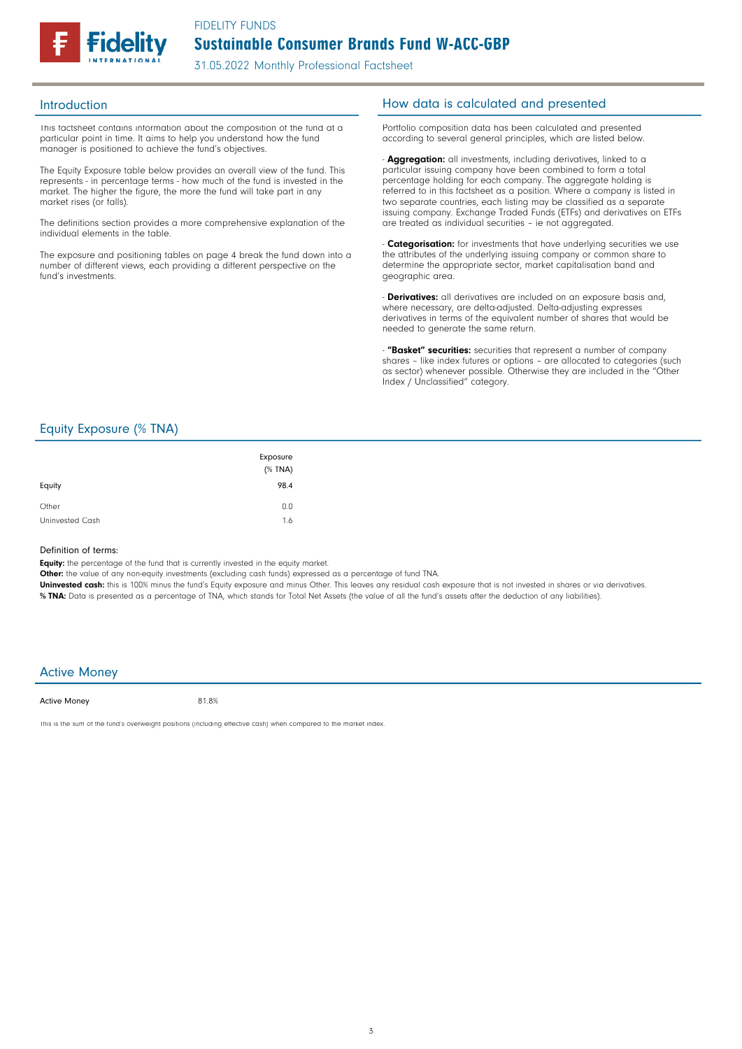FIDELITY FUNDS

# Sustainable Consumer Brands Fund W-ACC-GBP

31.05.2022 Monthly Professional Factsheet

## Introduction

This factsheet contains information about the composition of the fund at a particular point in time. It aims to help you understand how the fund manager is positioned to achieve the fund's objectives.

The Equity Exposure table below provides an overall view of the fund. This represents - in percentage terms - how much of the fund is invested in the market. The higher the figure, the more the fund will take part in any market rises (or falls).

The definitions section provides a more comprehensive explanation of the individual elements in the table.

The exposure and positioning tables on page 4 break the fund down into a number of different views, each providing a different perspective on the fund's investments.

## How data is calculated and presented

Portfolio composition data has been calculated and presented according to several general principles, which are listed below.

- **Aggregation:** all investments, including derivatives, linked to a particular issuing company have been combined to form a total percentage holding for each company. The aggregate holding is referred to in this factsheet as a position. Where a company is listed in two separate countries, each listing may be classified as a separate issuing company. Exchange Traded Funds (ETFs) and derivatives on ETFs are treated as individual securities – ie not aggregated.

- **Categorisation:** for investments that have underlying securities we use the attributes of the underlying issuing company or common share to determine the appropriate sector, market capitalisation band and geographic area.

- **Derivatives:** all derivatives are included on an exposure basis and, where necessary, are delta-adjusted. Delta-adjusting expresses derivatives in terms of the equivalent number of shares that would be needed to generate the same return.

- **"Basket" securities:** securities that represent a number of company shares – like index futures or options – are allocated to categories (such as sector) whenever possible. Otherwise they are included in the "Other Index / Unclassified" category.

## Equity Exposure (% TNA)

| | Exposure (% TNA) |
|---|---|
| Equity | 98.4 |
| Other | 0.0 |
| Uninvested Cash | 1.6 |

Definition of terms:

**Equity:** the percentage of the fund that is currently invested in the equity market.

**Other:** the value of any non-equity investments (excluding cash funds) expressed as a percentage of fund TNA.

**Uninvested cash:** this is 100% minus the fund's Equity exposure and minus Other. This leaves any residual cash exposure that is not invested in shares or via derivatives.

**% TNA:** Data is presented as a percentage of TNA, which stands for Total Net Assets (the value of all the fund's assets after the deduction of any liabilities).

## Active Money

| Active Money | 81.8% |
|---|---|

This is the sum of the fund's overweight positions (including effective cash) when compared to the market index.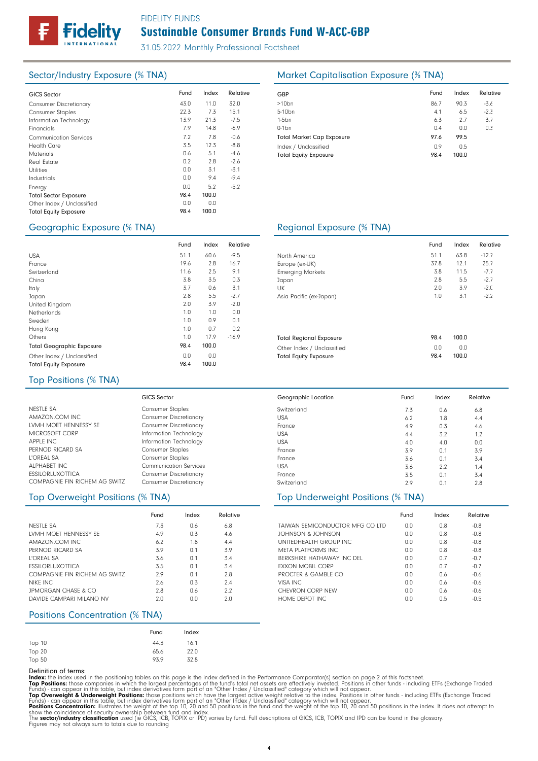FIDELITY FUNDS

# Sustainable Consumer Brands Fund W-ACC-GBP

31.05.2022 Monthly Professional Factsheet

## Sector/Industry Exposure (% TNA)

| GICS Sector | Fund | Index | Relative |
|---|---|---|---|
| Consumer Discretionary | 43.0 | 11.0 | 32.0 |
| Consumer Staples | 22.3 | 7.3 | 15.1 |
| Information Technology | 13.9 | 21.3 | -7.5 |
| Financials | 7.9 | 14.8 | -6.9 |
| Communication Services | 7.2 | 7.8 | -0.6 |
| Health Care | 3.5 | 12.3 | -8.8 |
| Materials | 0.6 | 5.1 | -4.6 |
| Real Estate | 0.2 | 2.8 | -2.6 |
| Utilities | 0.0 | 3.1 | -3.1 |
| Industrials | 0.0 | 9.4 | -9.4 |
| Energy | 0.0 | 5.2 | -5.2 |
| **Total Sector Exposure** | **98.4** | **100.0** | |
| Other Index / Unclassified | 0.0 | 0.0 | |
| **Total Equity Exposure** | **98.4** | **100.0** | |

## Market Capitalisation Exposure (% TNA)

| GBP | Fund | Index | Relative |
|---|---|---|---|
| >10bn | 86.7 | 90.3 | -3.6 |
| 5-10bn | 4.1 | 6.5 | -2.3 |
| 1-5bn | 6.3 | 2.7 | 3.7 |
| 0-1bn | 0.4 | 0.0 | 0.3 |
| **Total Market Cap Exposure** | **97.6** | **99.5** | |
| Index / Unclassified | 0.9 | 0.5 | |
| **Total Equity Exposure** | **98.4** | **100.0** | |

## Geographic Exposure (% TNA)

| | Fund | Index | Relative |
|---|---|---|---|
| USA | 51.1 | 60.6 | -9.5 |
| France | 19.6 | 2.8 | 16.7 |
| Switzerland | 11.6 | 2.5 | 9.1 |
| China | 3.8 | 3.5 | 0.3 |
| Italy | 3.7 | 0.6 | 3.1 |
| Japan | 2.8 | 5.5 | -2.7 |
| United Kingdom | 2.0 | 3.9 | -2.0 |
| Netherlands | 1.0 | 1.0 | 0.0 |
| Sweden | 1.0 | 0.9 | 0.1 |
| Hong Kong | 1.0 | 0.7 | 0.2 |
| Others | 1.0 | 17.9 | -16.9 |
| **Total Geographic Exposure** | **98.4** | **100.0** | |
| Other Index / Unclassified | 0.0 | 0.0 | |
| **Total Equity Exposure** | **98.4** | **100.0** | |

## Regional Exposure (% TNA)

| | Fund | Index | Relative |
|---|---|---|---|
| North America | 51.1 | 63.8 | -12.7 |
| Europe (ex-UK) | 37.8 | 12.1 | 25.7 |
| Emerging Markets | 3.8 | 11.5 | -7.7 |
| Japan | 2.8 | 5.5 | -2.7 |
| UK | 2.0 | 3.9 | -2.0 |
| Asia Pacific (ex-Japan) | 1.0 | 3.1 | -2.2 |
| **Total Regional Exposure** | **98.4** | **100.0** | |
| Other Index / Unclassified | 0.0 | 0.0 | |
| **Total Equity Exposure** | **98.4** | **100.0** | |

## Top Positions (% TNA)

| | GICS Sector | Geographic Location | Fund | Index | Relative |
|---|---|---|---|---|---|
| NESTLE SA | Consumer Staples | Switzerland | 7.3 | 0.6 | 6.8 |
| AMAZON.COM INC | Consumer Discretionary | USA | 6.2 | 1.8 | 4.4 |
| LVMH MOET HENNESSY SE | Consumer Discretionary | France | 4.9 | 0.3 | 4.6 |
| MICROSOFT CORP | Information Technology | USA | 4.4 | 3.2 | 1.2 |
| APPLE INC | Information Technology | USA | 4.0 | 4.0 | 0.0 |
| PERNOD RICARD SA | Consumer Staples | France | 3.9 | 0.1 | 3.9 |
| L'OREAL SA | Consumer Staples | France | 3.6 | 0.1 | 3.4 |
| ALPHABET INC | Communication Services | USA | 3.6 | 2.2 | 1.4 |
| ESSILORLUXOTTICA | Consumer Discretionary | France | 3.5 | 0.1 | 3.4 |
| COMPAGNIE FIN RICHEM AG SWITZ | Consumer Discretionary | Switzerland | 2.9 | 0.1 | 2.8 |

## Top Overweight Positions (% TNA)

| | Fund | Index | Relative |
|---|---|---|---|
| NESTLE SA | 7.3 | 0.6 | 6.8 |
| LVMH MOET HENNESSY SE | 4.9 | 0.3 | 4.6 |
| AMAZON.COM INC | 6.2 | 1.8 | 4.4 |
| PERNOD RICARD SA | 3.9 | 0.1 | 3.9 |
| L'OREAL SA | 3.6 | 0.1 | 3.4 |
| ESSILORLUXOTTICA | 3.5 | 0.1 | 3.4 |
| COMPAGNIE FIN RICHEM AG SWITZ | 2.9 | 0.1 | 2.8 |
| NIKE INC | 2.6 | 0.3 | 2.4 |
| JPMORGAN CHASE & CO | 2.8 | 0.6 | 2.2 |
| DAVIDE CAMPARI MILANO NV | 2.0 | 0.0 | 2.0 |

## Top Underweight Positions (% TNA)

| | Fund | Index | Relative |
|---|---|---|---|
| TAIWAN SEMICONDUCTOR MFG CO LTD | 0.0 | 0.8 | -0.8 |
| JOHNSON & JOHNSON | 0.0 | 0.8 | -0.8 |
| UNITEDHEALTH GROUP INC | 0.0 | 0.8 | -0.8 |
| META PLATFORMS INC | 0.0 | 0.8 | -0.8 |
| BERKSHIRE HATHAWAY INC DEL | 0.0 | 0.7 | -0.7 |
| EXXON MOBIL CORP | 0.0 | 0.7 | -0.7 |
| PROCTER & GAMBLE CO | 0.0 | 0.6 | -0.6 |
| VISA INC | 0.0 | 0.6 | -0.6 |
| CHEVRON CORP NEW | 0.0 | 0.6 | -0.6 |
| HOME DEPOT INC | 0.0 | 0.5 | -0.5 |

## Positions Concentration (% TNA)

| | Fund | Index |
|---|---|---|
| Top 10 | 44.3 | 16.1 |
| Top 20 | 65.6 | 22.0 |
| Top 50 | 93.9 | 32.8 |

Definition of terms:

**Index:** the index used in the positioning tables on this page is the index defined in the Performance Comparator(s) section on page 2 of this factsheet.

**Top Positions:** those companies in which the largest percentages of the fund's total net assets are effectively invested. Positions in other funds - including ETFs (Exchange Traded Funds) - can appear in this table, but index derivatives form part of an "Other Index / Unclassified" category which will not appear.

**Top Overweight & Underweight Positions:** those positions which have the largest active weight relative to the index. Positions in other funds - including ETFs (Exchange Traded Funds) - can appear in this table, but index derivatives form part of an "Other Index / Unclassified" category which will not appear.

**Positions Concentration:** illustrates the weight of the top 10, 20 and 50 positions in the fund and the weight of the top 10, 20 and 50 positions in the index. It does not attempt to show the coincidence of security ownership between fund and index.

The **sector/industry classification** used (ie GICS, ICB, TOPIX or IPD) varies by fund. Full descriptions of GICS, ICB, TOPIX and IPD can be found in the glossary.

Figures may not always sum to totals due to rounding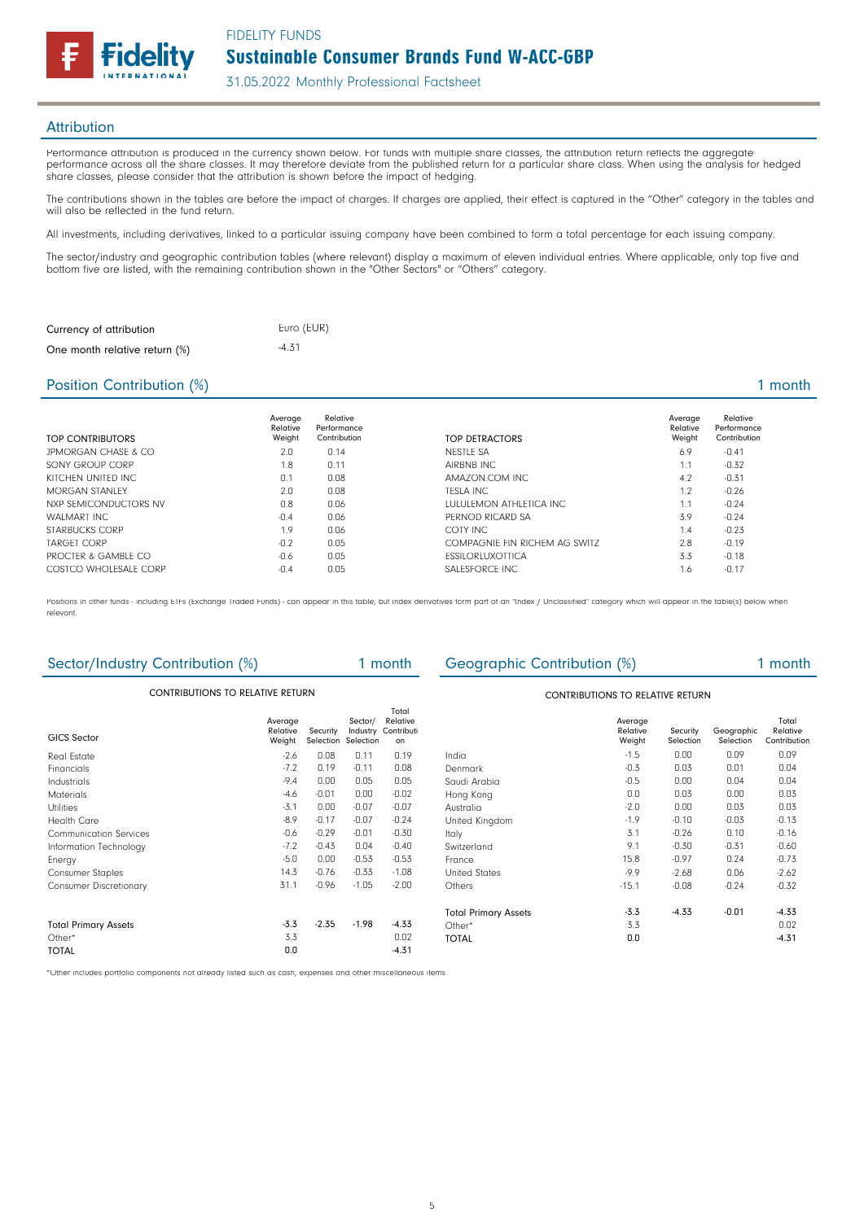## Attribution

Performance attribution is produced in the currency shown below. For funds with multiple share classes, the attribution return reflects the aggregate performance across all the share classes. It may therefore deviate from the published return for a particular share class. When using the analysis for hedged share classes, please consider that the attribution is shown before the impact of hedging.

The contributions shown in the tables are before the impact of charges. If charges are applied, their effect is captured in the "Other" category in the tables and will also be reflected in the fund return.

All investments, including derivatives, linked to a particular issuing company have been combined to form a total percentage for each issuing company.

The sector/industry and geographic contribution tables (where relevant) display a maximum of eleven individual entries. Where applicable, only top five and bottom five are listed, with the remaining contribution shown in the "Other Sectors" or "Others" category.

| | |
|---|---|
| Currency of attribution | Euro (EUR) |
| One month relative return (%) | -4.31 |

## Position Contribution (%) — 1 month

| TOP CONTRIBUTORS | Average Relative Weight | Relative Performance Contribution |
|---|---|---|
| JPMORGAN CHASE & CO | 2.0 | 0.14 |
| SONY GROUP CORP | 1.8 | 0.11 |
| KITCHEN UNITED INC | 0.1 | 0.08 |
| MORGAN STANLEY | 2.0 | 0.08 |
| NXP SEMICONDUCTORS NV | 0.8 | 0.06 |
| WALMART INC | -0.4 | 0.06 |
| STARBUCKS CORP | 1.9 | 0.06 |
| TARGET CORP | -0.2 | 0.05 |
| PROCTER & GAMBLE CO | -0.6 | 0.05 |
| COSTCO WHOLESALE CORP | -0.4 | 0.05 |

| TOP DETRACTORS | Average Relative Weight | Relative Performance Contribution |
|---|---|---|
| NESTLE SA | 6.9 | -0.41 |
| AIRBNB INC | 1.1 | -0.32 |
| AMAZON.COM INC | 4.2 | -0.31 |
| TESLA INC | 1.2 | -0.26 |
| LULULEMON ATHLETICA INC | 1.1 | -0.24 |
| PERNOD RICARD SA | 3.9 | -0.24 |
| COTY INC | 1.4 | -0.23 |
| COMPAGNIE FIN RICHEM AG SWITZ | 2.8 | -0.19 |
| ESSILORLUXOTTICA | 3.3 | -0.18 |
| SALESFORCE INC | 1.6 | -0.17 |

Positions in other funds - including ETFs (Exchange Traded Funds) - can appear in this table, but index derivatives form part of an "Index / Unclassified" category which will appear in the table(s) below when relevant.

## Sector/Industry Contribution (%) — 1 month

CONTRIBUTIONS TO RELATIVE RETURN

| GICS Sector | Average Relative Weight | Security Selection | Sector/ Industry Selection | Total Relative Contribution |
|---|---|---|---|---|
| Real Estate | -2.6 | 0.08 | 0.11 | 0.19 |
| Financials | -7.2 | 0.19 | -0.11 | 0.08 |
| Industrials | -9.4 | 0.00 | 0.05 | 0.05 |
| Materials | -4.6 | -0.01 | 0.00 | -0.02 |
| Utilities | -3.1 | 0.00 | -0.07 | -0.07 |
| Health Care | -8.9 | -0.17 | -0.07 | -0.24 |
| Communication Services | -0.6 | -0.29 | -0.01 | -0.30 |
| Information Technology | -7.2 | -0.43 | 0.04 | -0.40 |
| Energy | -5.0 | 0.00 | -0.53 | -0.53 |
| Consumer Staples | 14.3 | -0.76 | -0.33 | -1.08 |
| Consumer Discretionary | 31.1 | -0.96 | -1.05 | -2.00 |
| Total Primary Assets | -3.3 | -2.35 | -1.98 | -4.33 |
| Other* | 3.3 | | | 0.02 |
| TOTAL | 0.0 | | | -4.31 |

## Geographic Contribution (%) — 1 month

CONTRIBUTIONS TO RELATIVE RETURN

| | Average Relative Weight | Security Selection | Geographic Selection | Total Relative Contribution |
|---|---|---|---|---|
| India | -1.5 | 0.00 | 0.09 | 0.09 |
| Denmark | -0.3 | 0.03 | 0.01 | 0.04 |
| Saudi Arabia | -0.5 | 0.00 | 0.04 | 0.04 |
| Hong Kong | 0.0 | 0.03 | 0.00 | 0.03 |
| Australia | -2.0 | 0.00 | 0.03 | 0.03 |
| United Kingdom | -1.9 | -0.10 | -0.03 | -0.13 |
| Italy | 3.1 | -0.26 | 0.10 | -0.16 |
| Switzerland | 9.1 | -0.30 | -0.31 | -0.60 |
| France | 15.8 | -0.97 | 0.24 | -0.73 |
| United States | -9.9 | -2.68 | 0.06 | -2.62 |
| Others | -15.1 | -0.08 | -0.24 | -0.32 |
| Total Primary Assets | -3.3 | -4.33 | -0.01 | -4.33 |
| Other* | 3.3 | | | 0.02 |
| TOTAL | 0.0 | | | -4.31 |

*Other includes portfolio components not already listed such as cash, expenses and other miscellaneous items.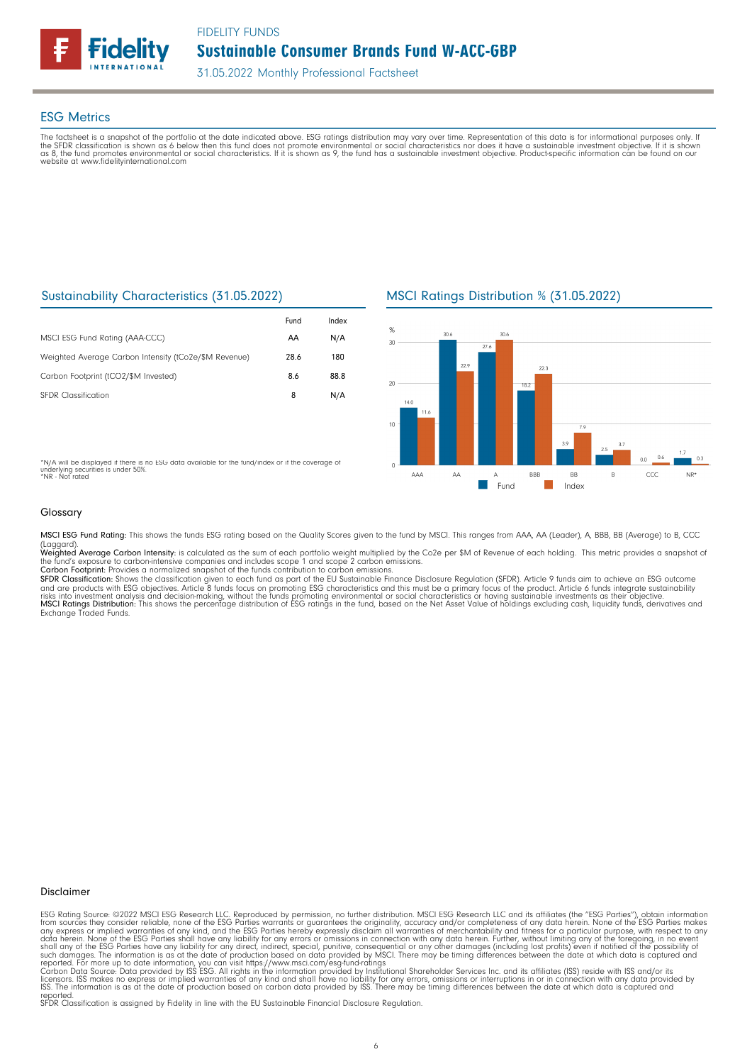## ESG Metrics

The factsheet is a snapshot of the portfolio at the date indicated above. ESG ratings distribution may vary over time. Representation of this data is for informational purposes only. If the SFDR classification is shown as 6 below then this fund does not promote environmental or social characteristics nor does it have a sustainable investment objective. If it is shown as 8, the fund promotes environmental or social characteristics. If it is shown as 9, the fund has a sustainable investment objective. Product-specific information can be found on our website at www.fidelityinternational.com

### Sustainability Characteristics (31.05.2022)

| | Fund | Index |
|---|---|---|
| MSCI ESG Fund Rating (AAA-CCC) | AA | N/A |
| Weighted Average Carbon Intensity (tCo2e/$M Revenue) | 28.6 | 180 |
| Carbon Footprint (tCO2/$M Invested) | 8.6 | 88.8 |
| SFDR Classification | 8 | N/A |

*N/A will be displayed if there is no ESG data available for the fund/index or if the coverage of underlying securities is under 50%.
*NR - Not rated

### MSCI Ratings Distribution % (31.05.2022)

| | AAA | AA | A | BBB | BB | B | CCC | NR* |
|---|---|---|---|---|---|---|---|---|
| Fund | 14.0 | 30.6 | 27.6 | 18.2 | 3.9 | 2.5 | 0.0 | 1.7 |
| Index | 11.6 | 22.9 | 30.6 | 22.3 | 7.9 | 3.7 | 0.6 | 0.3 |

### Glossary

**MSCI ESG Fund Rating:** This shows the funds ESG rating based on the Quality Scores given to the fund by MSCI. This ranges from AAA, AA (Leader), A, BBB, BB (Average) to B, CCC (Laggard).
**Weighted Average Carbon Intensity:** is calculated as the sum of each portfolio weight multiplied by the Co2e per $M of Revenue of each holding. This metric provides a snapshot of the fund's exposure to carbon-intensive companies and includes scope 1 and scope 2 carbon emissions.
**Carbon Footprint:** Provides a normalized snapshot of the funds contribution to carbon emissions.
**SFDR Classification:** Shows the classification given to each fund as part of the EU Sustainable Finance Disclosure Regulation (SFDR). Article 9 funds aim to achieve an ESG outcome and are products with ESG objectives. Article 8 funds focus on promoting ESG characteristics and this must be a primary focus of the product. Article 6 funds integrate sustainability risks into investment analysis and decision-making, without the funds promoting environmental or social characteristics or having sustainable investments as their objective.
**MSCI Ratings Distribution:** This shows the percentage distribution of ESG ratings in the fund, based on the Net Asset Value of holdings excluding cash, liquidity funds, derivatives and Exchange Traded Funds.

### Disclaimer

ESG Rating Source: ©2022 MSCI ESG Research LLC. Reproduced by permission, no further distribution. MSCI ESG Research LLC and its affiliates (the "ESG Parties"), obtain information from sources they consider reliable, none of the ESG Parties warrants or guarantees the originality, accuracy and/or completeness of any data herein. None of the ESG Parties makes any express or implied warranties of any kind, and the ESG Parties hereby expressly disclaim all warranties of merchantability and fitness for a particular purpose, with respect to any data herein. None of the ESG Parties shall have any liability for any errors or omissions in connection with any data herein. Further, without limiting any of the foregoing, in no event shall any of the ESG Parties have any liability for any direct, indirect, special, punitive, consequential or any other damages (including lost profits) even if notified of the possibility of such damages. The information is as at the date of production based on data provided by MSCI. There may be timing differences between the date at which data is captured and reported. For more up to date information, you can visit https://www.msci.com/esg-fund-ratings
Carbon Data Source: Data provided by ISS ESG. All rights in the information provided by Institutional Shareholder Services Inc. and its affiliates (ISS) reside with ISS and/or its licensors. ISS makes no express or implied warranties of any kind and shall have no liability for any errors, omissions or interruptions in or in connection with any data provided by ISS. The information is as at the date of production based on carbon data provided by ISS. There may be timing differences between the date at which data is captured and reported.
SFDR Classification is assigned by Fidelity in line with the EU Sustainable Financial Disclosure Regulation.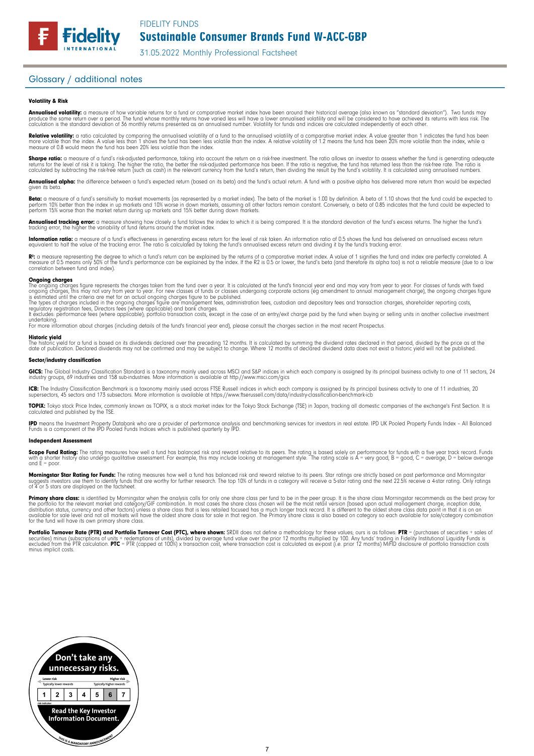## Glossary / additional notes

### Volatility & Risk

**Annualised volatility:** a measure of how variable returns for a fund or comparative market index have been around their historical average (also known as "standard deviation"). Two funds may produce the same return over a period. The fund whose monthly returns have varied less will have a lower annualised volatility and will be considered to have achieved its returns with less risk. The calculation is the standard deviation of 36 monthly returns presented as an annualised number. Volatility for funds and indices are calculated independently of each other.

**Relative volatility:** a ratio calculated by comparing the annualised volatility of a fund to the annualised volatility of a comparative market index. A value greater than 1 indicates the fund has been more volatile than the index. A value less than 1 shows the fund has been less volatile than the index. A relative volatility of 1.2 means the fund has been 20% more volatile than the index, while a measure of 0.8 would mean the fund has been 20% less volatile than the index.

**Sharpe ratio:** a measure of a fund's risk-adjusted performance, taking into account the return on a risk-free investment. The ratio allows an investor to assess whether the fund is generating adequate returns for the level of risk it is taking. The higher the ratio, the better the risk-adjusted performance has been. If the ratio is negative, the fund has returned less than the risk-free rate. The ratio is calculated by subtracting the risk-free return (such as cash) in the relevant currency from the fund's return, then dividing the result by the fund's volatility. It is calculated using annualised numbers.

**Annualised alpha:** the difference between a fund's expected return (based on its beta) and the fund's actual return. A fund with a positive alpha has delivered more return than would be expected given its beta.

**Beta:** a measure of a fund's sensitivity to market movements (as represented by a market index). The beta of the market is 1.00 by definition. A beta of 1.10 shows that the fund could be expected to perform 10% better than the index in up markets and 10% worse in down markets, assuming all other factors remain constant. Conversely, a beta of 0.85 indicates that the fund could be expected to perform 15% worse than the market return during up markets and 15% better during down markets.

**Annualised tracking error:** a measure showing how closely a fund follows the index to which it is being compared. It is the standard deviation of the fund's excess returns. The higher the fund's tracking error, the higher the variability of fund returns around the market index.

**Information ratio:** a measure of a fund's effectiveness in generating excess return for the level of risk taken. An information ratio of 0.5 shows the fund has delivered an annualised excess return equivalent to half the value of the tracking error. The ratio is calculated by taking the fund's annualised excess return and dividing it by the fund's tracking error.

**R²:** a measure representing the degree to which a fund's return can be explained by the returns of a comparative market index. A value of 1 signifies the fund and index are perfectly correlated. A measure of 0.5 means only 50% of the fund's performance can be explained by the index. If the R2 is 0.5 or lower, the fund's beta (and therefore its alpha too) is not a reliable measure (due to a low correlation between fund and index).

**Ongoing charges**
The ongoing charges figure represents the charges taken from the fund over a year. It is calculated at the fund's financial year end and may vary from year to year. For classes of funds with fixed ongoing charges, this may not vary from year to year. For new classes of funds or classes undergoing corporate actions (eg amendment to annual management charge), the ongoing charges figure is estimated until the criteria are met for an actual ongoing charges figure to be published.
The types of charges included in the ongoing charges figure are management fees, administration fees, custodian and depositary fees and transaction charges, shareholder reporting costs, regulatory registration fees, Directors fees (where applicable) and bank charges.
It excludes: performance fees (where applicable); portfolio transaction costs, except in the case of an entry/exit charge paid by the fund when buying or selling units in another collective investment undertaking.
For more information about charges (including details of the fund's financial year end), please consult the charges section in the most recent Prospectus.

**Historic yield**
The historic yield for a fund is based on its dividends declared over the preceding 12 months. It is calculated by summing the dividend rates declared in that period, divided by the price as at the date of publication. Declared dividends may not be confirmed and may be subject to change. Where 12 months of declared dividend data does not exist a historic yield will not be published.

### Sector/industry classification

**GICS:** The Global Industry Classification Standard is a taxonomy mainly used across MSCI and S&P indices in which each company is assigned by its principal business activity to one of 11 sectors, 24 industry groups, 69 industries and 158 sub-industries. More information is available at http://www.msci.com/gics

**ICB:** The Industry Classification Benchmark is a taxonomy mainly used across FTSE Russell indices in which each company is assigned by its principal business activity to one of 11 industries, 20 supersectors, 45 sectors and 173 subsectors. More information is available at https://www.ftserussell.com/data/industry-classification-benchmark-icb

**TOPIX:** Tokyo stock Price Index, commonly known as TOPIX, is a stock market index for the Tokyo Stock Exchange (TSE) in Japan, tracking all domestic companies of the exchange's First Section. It is calculated and published by the TSE.

**IPD** means the Investment Property Databank who are a provider of performance analysis and benchmarking services for investors in real estate. IPD UK Pooled Property Funds Index – All Balanced Funds is a component of the IPD Pooled Funds Indices which is published quarterly by IPD.

### Independent Assessment

**Scope Fund Rating:** The rating measures how well a fund has balanced risk and reward relative to its peers. The rating is based solely on performance for funds with a five year track record. Funds with a shorter history also undergo qualitative assessment. For example, this may include looking at management style. The rating scale is A = very good, B = good, C = average, D = below average and E = poor.

**Morningstar Star Rating for Funds:** The rating measures how well a fund has balanced risk and reward relative to its peers. Star ratings are strictly based on past performance and Morningstar suggests investors use them to identify funds that are worthy for further research. The top 10% of funds in a category will receive a 5-star rating and the next 22.5% receive a 4-star rating. Only ratings of 4 or 5 stars are displayed on the factsheet.

**Primary share class:** is identified by Morningstar when the analysis calls for only one share class per fund to be in the peer group. It is the share class Morningstar recommends as the best proxy for the portfolio for the relevant market and category/GIF combination. In most cases the share class chosen will be the most retail version (based upon actual management charge, inception date, distribution status, currency and other factors) unless a share class that is less retailed focused has a much longer track record. It is different to the oldest share class data point in that it is on an available for sale level and not all markets will have the oldest share class for sale in that region. The Primary share class is also based on category so each available for sale/category combination for the fund will have its own primary share class.

**Portfolio Turnover Rate (PTR) and Portfolio Turnover Cost (PTC), where shown:** SRDII does not define a methodology for these values; ours is as follows: **PTR** = (purchases of securities + sales of securities) minus (subscriptions of units + redemptions of units), divided by average fund value over the prior 12 months multiplied by 100. Any funds' trading in Fidelity Institutional Liquidity Funds is excluded from the PTR calculation. **PTC** = PTR (capped at 100%) x transaction cost, where transaction cost is calculated as ex-post (i.e. prior 12 months) MiFID disclosure of portfolio transaction costs minus implicit costs.

**Don't take any unnecessary risks.**

| Lower risk | | | | | | Higher risk |
|---|---|---|---|---|---|---|
| Typically lower rewards | | | | | | Typically higher rewards |
| 1 | 2 | 3 | 4 | 5 | 6 | 7 |

risk indicator

**Read the Key Investor Information Document.**

THIS IS A MANDATORY ANNOUNCEMENT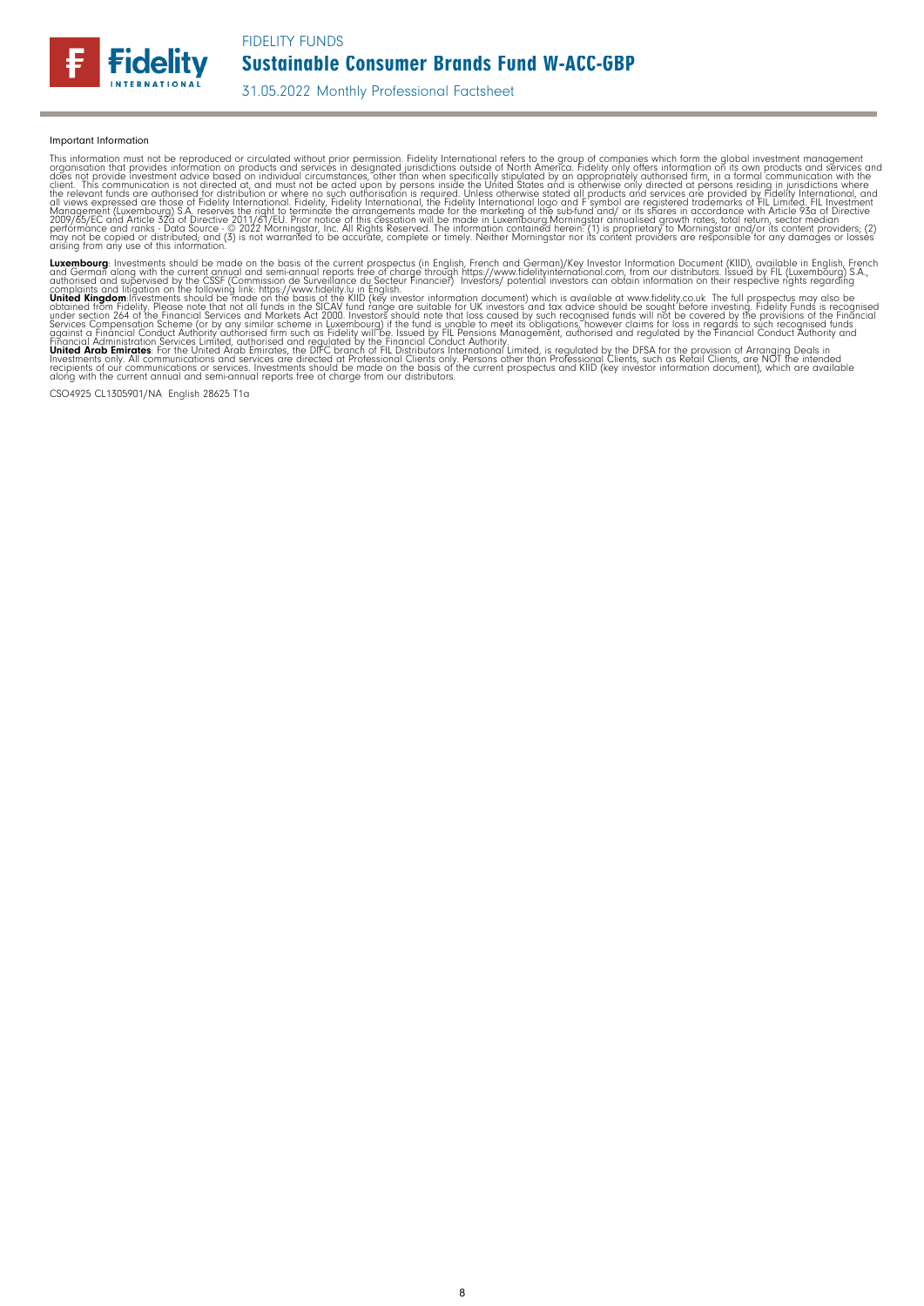Important Information

This information must not be reproduced or circulated without prior permission. Fidelity International refers to the group of companies which form the global investment management organisation that provides information on products and services in designated jurisdictions outside of North America. Fidelity only offers information on its own products and services and does not provide investment advice based on individual circumstances, other than when specifically stipulated by an appropriately authorised firm, in a formal communication with the client. This communication is not directed at, and must not be acted upon by persons inside the United States and is otherwise only directed at persons residing in jurisdictions where the relevant funds are authorised for distribution or where no such authorisation is required. Unless otherwise stated all products and services are provided by Fidelity International, and all views expressed are those of Fidelity International. Fidelity, Fidelity International, the Fidelity International logo and F symbol are registered trademarks of FIL Limited. FIL Investment Management (Luxembourg) S.A. reserves the right to terminate the arrangements made for the marketing of the sub-fund and/ or its shares in accordance with Article 93a of Directive 2009/65/EC and Article 32a of Directive 2011/61/EU. Prior notice of this cessation will be made in Luxembourg.Morningstar annualised growth rates, total return, sector median performance and ranks - Data Source - © 2022 Morningstar, Inc. All Rights Reserved. The information contained herein: (1) is proprietary to Morningstar and/or its content providers; (2) may not be copied or distributed; and (3) is not warranted to be accurate, complete or timely. Neither Morningstar nor its content providers are responsible for any damages or losses arising from any use of this information.

**Luxembourg**: Investments should be made on the basis of the current prospectus (in English, French and German)/Key Investor Information Document (KIID), available in English, French and German along with the current annual and semi-annual reports free of charge through https://www.fidelityinternational.com, from our distributors. Issued by FIL (Luxembourg) S.A., authorised and supervised by the CSSF (Commission de Surveillance du Secteur Financier) Investors/ potential investors can obtain information on their respective rights regarding complaints and litigation on the following link: https://www.fidelity.lu in English.
**United Kingdom**:Investments should be made on the basis of the KIID (key investor information document) which is available at www.fidelity.co.uk The full prospectus may also be obtained from Fidelity. Please note that not all funds in the SICAV fund range are suitable for UK investors and tax advice should be sought before investing. Fidelity Funds is recognised under section 264 of the Financial Services and Markets Act 2000. Investors should note that loss caused by such recognised funds will not be covered by the provisions of the Financial Services Compensation Scheme (or by any similar scheme in Luxembourg) if the fund is unable to meet its obligations, however claims for loss in regards to such recognised funds against a Financial Conduct Authority authorised firm such as Fidelity will be. Issued by FIL Pensions Management, authorised and regulated by the Financial Conduct Authority and Financial Administration Services Limited, authorised and regulated by the Financial Conduct Authority.
**United Arab Emirates**: For the United Arab Emirates, the DIFC branch of FIL Distributors International Limited, is regulated by the DFSA for the provision of Arranging Deals in Investments only. All communications and services are directed at Professional Clients only. Persons other than Professional Clients, such as Retail Clients, are NOT the intended recipients of our communications or services. Investments should be made on the basis of the current prospectus and KIID (key investor information document), which are available along with the current annual and semi-annual reports free of charge from our distributors.

CSO4925 CL1305901/NA English 28625 T1a